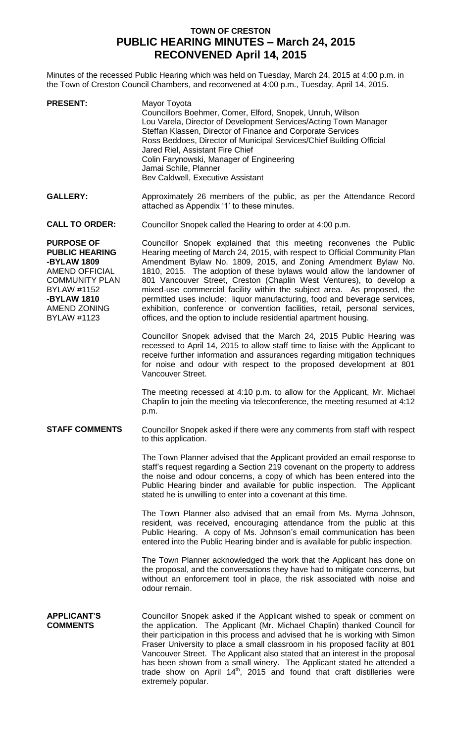# TOWN OF CRESTON
## PUBLIC HEARING MINUTES – March 24, 2015
## RECONVENED April 14, 2015

Minutes of the recessed Public Hearing which was held on Tuesday, March 24, 2015 at 4:00 p.m. in the Town of Creston Council Chambers, and reconvened at 4:00 p.m., Tuesday, April 14, 2015.

**PRESENT:**

Mayor Toyota
Councillors Boehmer, Comer, Elford, Snopek, Unruh, Wilson
Lou Varela, Director of Development Services/Acting Town Manager
Steffan Klassen, Director of Finance and Corporate Services
Ross Beddoes, Director of Municipal Services/Chief Building Official
Jared Riel, Assistant Fire Chief
Colin Farynowski, Manager of Engineering
Jamai Schile, Planner
Bev Caldwell, Executive Assistant

**GALLERY:**

Approximately 26 members of the public, as per the Attendance Record attached as Appendix '1' to these minutes.

**CALL TO ORDER:**

Councillor Snopek called the Hearing to order at 4:00 p.m.

**PURPOSE OF PUBLIC HEARING -BYLAW 1809 AMEND OFFICIAL COMMUNITY PLAN BYLAW #1152 -BYLAW 1810 AMEND ZONING BYLAW #1123**

Councillor Snopek explained that this meeting reconvenes the Public Hearing meeting of March 24, 2015, with respect to Official Community Plan Amendment Bylaw No. 1809, 2015, and Zoning Amendment Bylaw No. 1810, 2015. The adoption of these bylaws would allow the landowner of 801 Vancouver Street, Creston (Chaplin West Ventures), to develop a mixed-use commercial facility within the subject area. As proposed, the permitted uses include: liquor manufacturing, food and beverage services, exhibition, conference or convention facilities, retail, personal services, offices, and the option to include residential apartment housing.

Councillor Snopek advised that the March 24, 2015 Public Hearing was recessed to April 14, 2015 to allow staff time to liaise with the Applicant to receive further information and assurances regarding mitigation techniques for noise and odour with respect to the proposed development at 801 Vancouver Street.

The meeting recessed at 4:10 p.m. to allow for the Applicant, Mr. Michael Chaplin to join the meeting via teleconference, the meeting resumed at 4:12 p.m.

**STAFF COMMENTS**

Councillor Snopek asked if there were any comments from staff with respect to this application.

The Town Planner advised that the Applicant provided an email response to staff's request regarding a Section 219 covenant on the property to address the noise and odour concerns, a copy of which has been entered into the Public Hearing binder and available for public inspection. The Applicant stated he is unwilling to enter into a covenant at this time.

The Town Planner also advised that an email from Ms. Myrna Johnson, resident, was received, encouraging attendance from the public at this Public Hearing. A copy of Ms. Johnson's email communication has been entered into the Public Hearing binder and is available for public inspection.

The Town Planner acknowledged the work that the Applicant has done on the proposal, and the conversations they have had to mitigate concerns, but without an enforcement tool in place, the risk associated with noise and odour remain.

**APPLICANT'S COMMENTS**

Councillor Snopek asked if the Applicant wished to speak or comment on the application. The Applicant (Mr. Michael Chaplin) thanked Council for their participation in this process and advised that he is working with Simon Fraser University to place a small classroom in his proposed facility at 801 Vancouver Street. The Applicant also stated that an interest in the proposal has been shown from a small winery. The Applicant stated he attended a trade show on April 14th, 2015 and found that craft distilleries were extremely popular.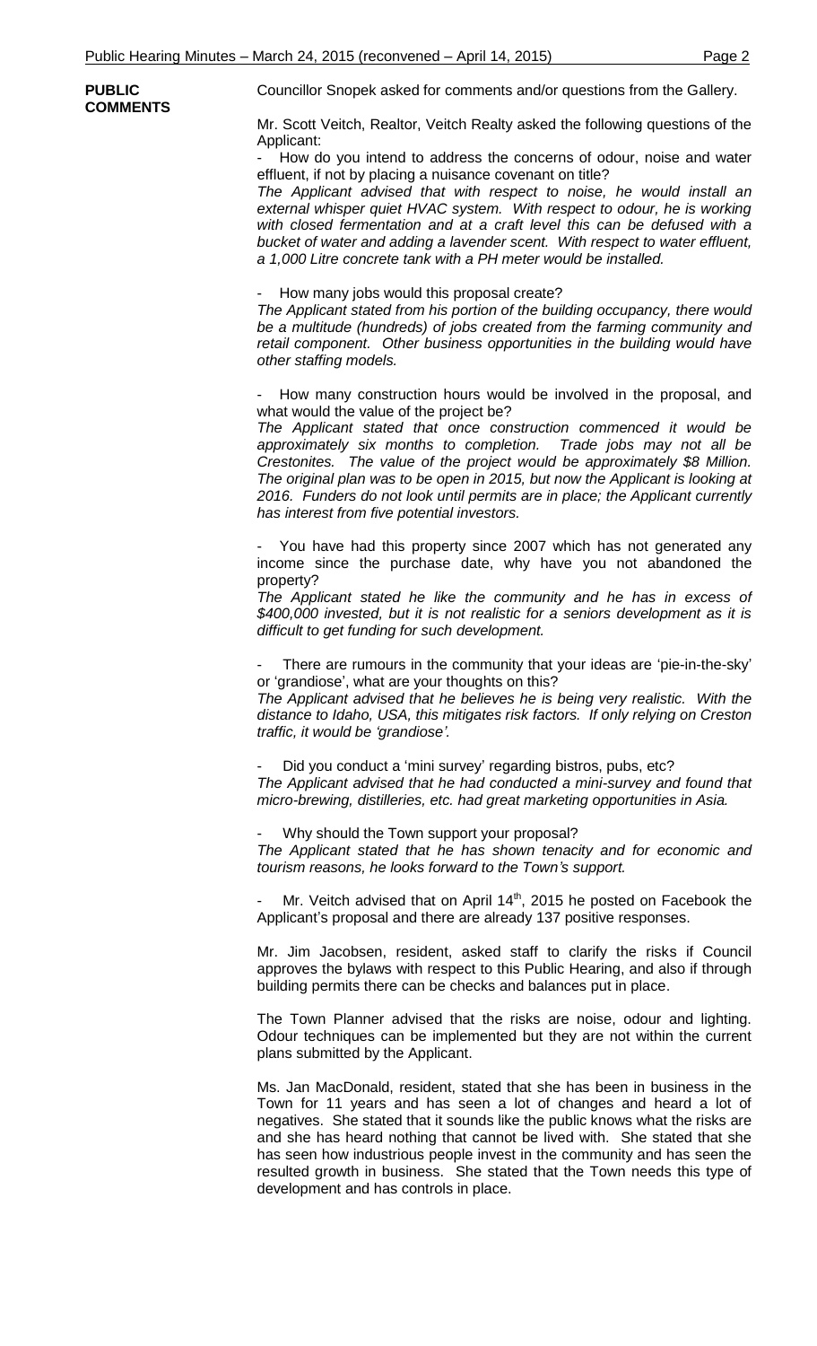**PUBLIC COMMENTS**

Councillor Snopek asked for comments and/or questions from the Gallery.

Mr. Scott Veitch, Realtor, Veitch Realty asked the following questions of the Applicant:

- How do you intend to address the concerns of odour, noise and water effluent, if not by placing a nuisance covenant on title?

*The Applicant advised that with respect to noise, he would install an external whisper quiet HVAC system. With respect to odour, he is working with closed fermentation and at a craft level this can be defused with a bucket of water and adding a lavender scent. With respect to water effluent, a 1,000 Litre concrete tank with a PH meter would be installed.*

- How many jobs would this proposal create?

*The Applicant stated from his portion of the building occupancy, there would be a multitude (hundreds) of jobs created from the farming community and retail component. Other business opportunities in the building would have other staffing models.*

- How many construction hours would be involved in the proposal, and what would the value of the project be?

*The Applicant stated that once construction commenced it would be approximately six months to completion. Trade jobs may not all be Crestonites. The value of the project would be approximately $8 Million. The original plan was to be open in 2015, but now the Applicant is looking at 2016. Funders do not look until permits are in place; the Applicant currently has interest from five potential investors.*

- You have had this property since 2007 which has not generated any income since the purchase date, why have you not abandoned the property?

*The Applicant stated he like the community and he has in excess of $400,000 invested, but it is not realistic for a seniors development as it is difficult to get funding for such development.*

- There are rumours in the community that your ideas are 'pie-in-the-sky' or 'grandiose', what are your thoughts on this?

*The Applicant advised that he believes he is being very realistic. With the distance to Idaho, USA, this mitigates risk factors. If only relying on Creston traffic, it would be 'grandiose'.*

- Did you conduct a 'mini survey' regarding bistros, pubs, etc?

*The Applicant advised that he had conducted a mini-survey and found that micro-brewing, distilleries, etc. had great marketing opportunities in Asia.*

- Why should the Town support your proposal?

*The Applicant stated that he has shown tenacity and for economic and tourism reasons, he looks forward to the Town's support.*

- Mr. Veitch advised that on April 14th, 2015 he posted on Facebook the Applicant's proposal and there are already 137 positive responses.

Mr. Jim Jacobsen, resident, asked staff to clarify the risks if Council approves the bylaws with respect to this Public Hearing, and also if through building permits there can be checks and balances put in place.

The Town Planner advised that the risks are noise, odour and lighting. Odour techniques can be implemented but they are not within the current plans submitted by the Applicant.

Ms. Jan MacDonald, resident, stated that she has been in business in the Town for 11 years and has seen a lot of changes and heard a lot of negatives. She stated that it sounds like the public knows what the risks are and she has heard nothing that cannot be lived with. She stated that she has seen how industrious people invest in the community and has seen the resulted growth in business. She stated that the Town needs this type of development and has controls in place.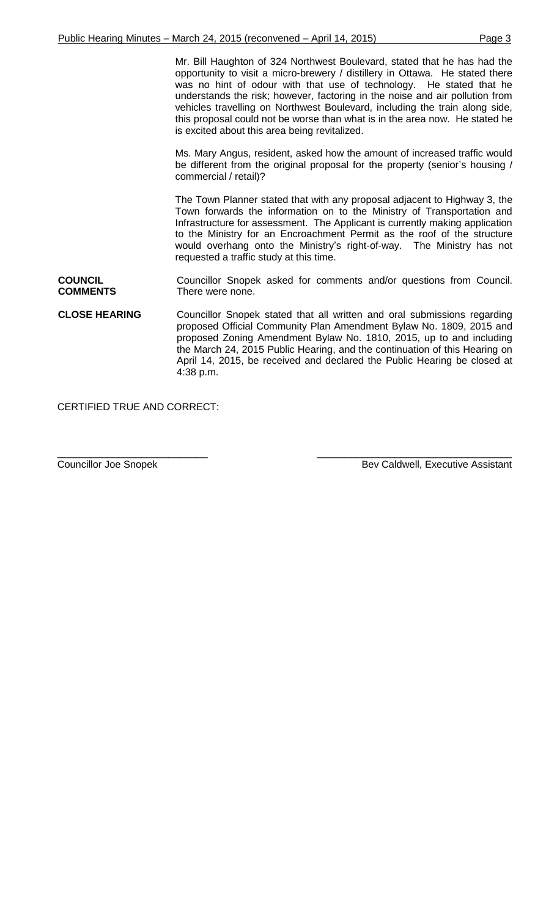Mr. Bill Haughton of 324 Northwest Boulevard, stated that he has had the opportunity to visit a micro-brewery / distillery in Ottawa. He stated there was no hint of odour with that use of technology. He stated that he understands the risk; however, factoring in the noise and air pollution from vehicles travelling on Northwest Boulevard, including the train along side, this proposal could not be worse than what is in the area now. He stated he is excited about this area being revitalized.

Ms. Mary Angus, resident, asked how the amount of increased traffic would be different from the original proposal for the property (senior's housing / commercial / retail)?

The Town Planner stated that with any proposal adjacent to Highway 3, the Town forwards the information on to the Ministry of Transportation and Infrastructure for assessment. The Applicant is currently making application to the Ministry for an Encroachment Permit as the roof of the structure would overhang onto the Ministry's right-of-way. The Ministry has not requested a traffic study at this time.

**COUNCIL COMMENTS**

Councillor Snopek asked for comments and/or questions from Council. There were none.

**CLOSE HEARING**

Councillor Snopek stated that all written and oral submissions regarding proposed Official Community Plan Amendment Bylaw No. 1809, 2015 and proposed Zoning Amendment Bylaw No. 1810, 2015, up to and including the March 24, 2015 Public Hearing, and the continuation of this Hearing on April 14, 2015, be received and declared the Public Hearing be closed at 4:38 p.m.

CERTIFIED TRUE AND CORRECT:

\_\_\_\_\_\_\_\_\_\_\_\_\_\_\_\_\_\_\_\_\_\_\_\_\_\_\_
Councillor Joe Snopek

\_\_\_\_\_\_\_\_\_\_\_\_\_\_\_\_\_\_\_\_\_\_\_\_\_\_\_
Bev Caldwell, Executive Assistant